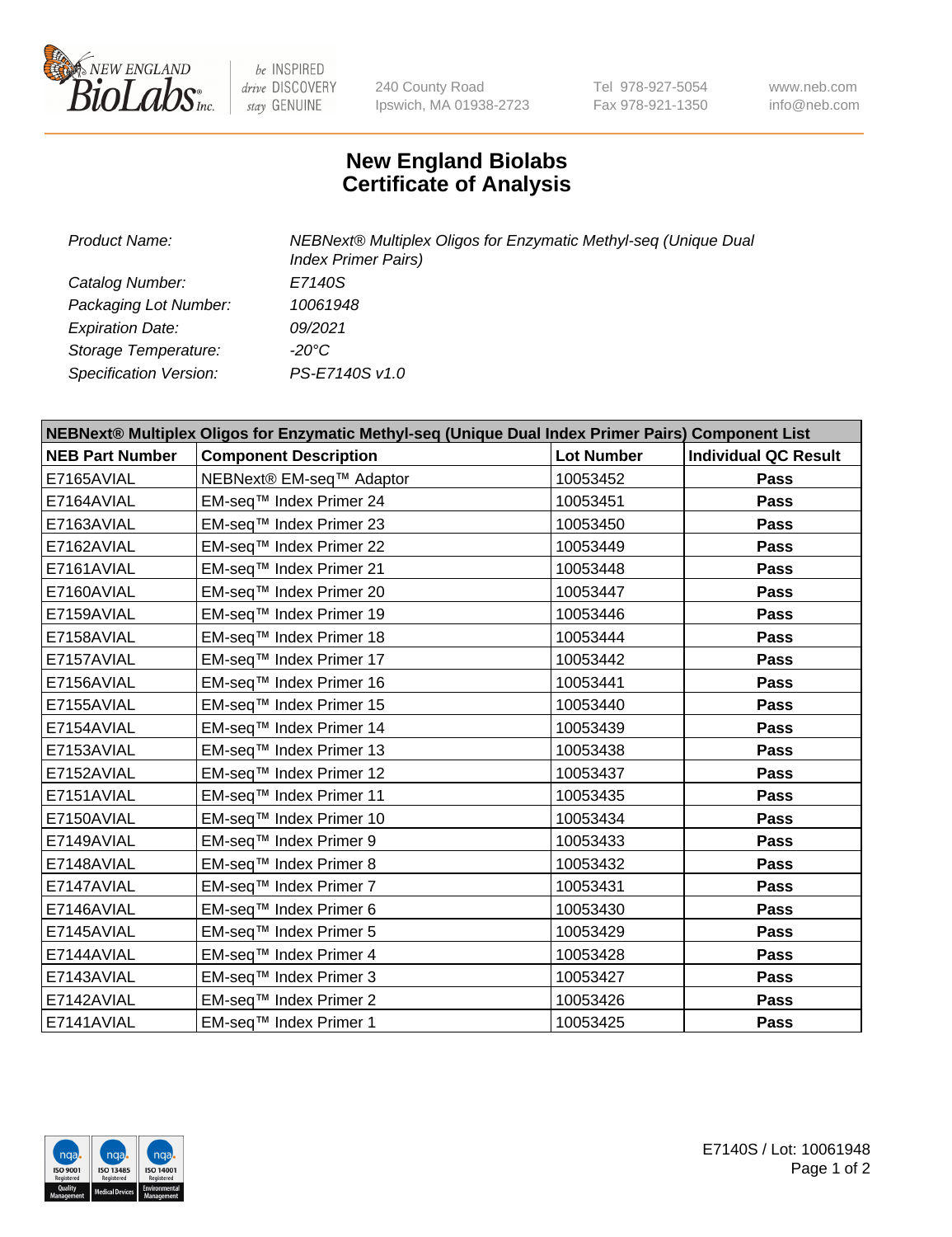# New England Biolabs
# Certificate of Analysis

| | |
|---|---|
| *Product Name:* | *NEBNext® Multiplex Oligos for Enzymatic Methyl-seq (Unique Dual Index Primer Pairs)* |
| *Catalog Number:* | *E7140S* |
| *Packaging Lot Number:* | *10061948* |
| *Expiration Date:* | *09/2021* |
| *Storage Temperature:* | *-20°C* |
| *Specification Version:* | *PS-E7140S v1.0* |

| **NEBNext® Multiplex Oligos for Enzymatic Methyl-seq (Unique Dual Index Primer Pairs) Component List** | | | |
|---|---|---|---|
| **NEB Part Number** | **Component Description** | **Lot Number** | **Individual QC Result** |
| E7165AVIAL | NEBNext® EM-seq™ Adaptor | 10053452 | **Pass** |
| E7164AVIAL | EM-seq™ Index Primer 24 | 10053451 | **Pass** |
| E7163AVIAL | EM-seq™ Index Primer 23 | 10053450 | **Pass** |
| E7162AVIAL | EM-seq™ Index Primer 22 | 10053449 | **Pass** |
| E7161AVIAL | EM-seq™ Index Primer 21 | 10053448 | **Pass** |
| E7160AVIAL | EM-seq™ Index Primer 20 | 10053447 | **Pass** |
| E7159AVIAL | EM-seq™ Index Primer 19 | 10053446 | **Pass** |
| E7158AVIAL | EM-seq™ Index Primer 18 | 10053444 | **Pass** |
| E7157AVIAL | EM-seq™ Index Primer 17 | 10053442 | **Pass** |
| E7156AVIAL | EM-seq™ Index Primer 16 | 10053441 | **Pass** |
| E7155AVIAL | EM-seq™ Index Primer 15 | 10053440 | **Pass** |
| E7154AVIAL | EM-seq™ Index Primer 14 | 10053439 | **Pass** |
| E7153AVIAL | EM-seq™ Index Primer 13 | 10053438 | **Pass** |
| E7152AVIAL | EM-seq™ Index Primer 12 | 10053437 | **Pass** |
| E7151AVIAL | EM-seq™ Index Primer 11 | 10053435 | **Pass** |
| E7150AVIAL | EM-seq™ Index Primer 10 | 10053434 | **Pass** |
| E7149AVIAL | EM-seq™ Index Primer 9 | 10053433 | **Pass** |
| E7148AVIAL | EM-seq™ Index Primer 8 | 10053432 | **Pass** |
| E7147AVIAL | EM-seq™ Index Primer 7 | 10053431 | **Pass** |
| E7146AVIAL | EM-seq™ Index Primer 6 | 10053430 | **Pass** |
| E7145AVIAL | EM-seq™ Index Primer 5 | 10053429 | **Pass** |
| E7144AVIAL | EM-seq™ Index Primer 4 | 10053428 | **Pass** |
| E7143AVIAL | EM-seq™ Index Primer 3 | 10053427 | **Pass** |
| E7142AVIAL | EM-seq™ Index Primer 2 | 10053426 | **Pass** |
| E7141AVIAL | EM-seq™ Index Primer 1 | 10053425 | **Pass** |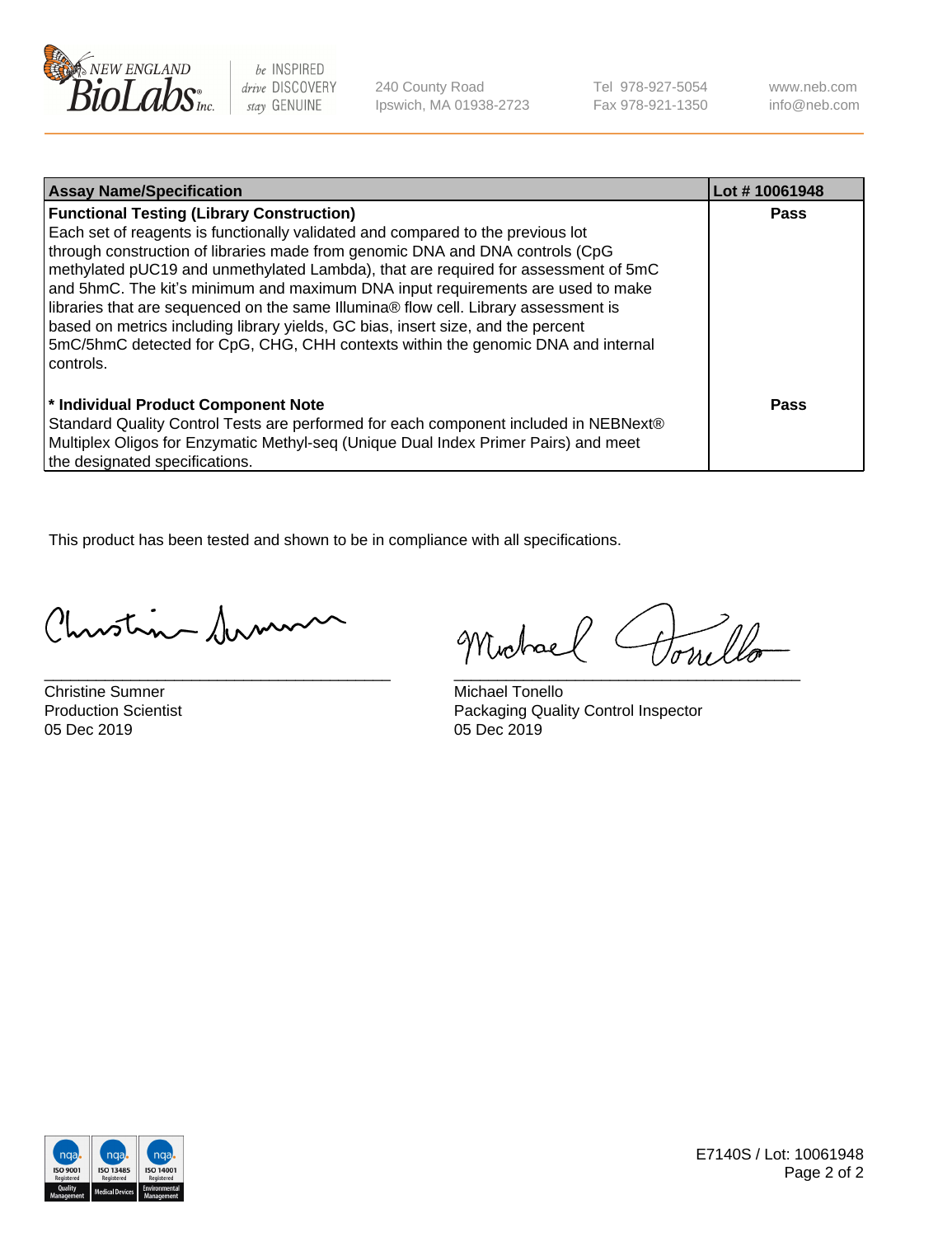| Assay Name/Specification | Lot # 10061948 |
| --- | --- |
| **Functional Testing (Library Construction)** Each set of reagents is functionally validated and compared to the previous lot through construction of libraries made from genomic DNA and DNA controls (CpG methylated pUC19 and unmethylated Lambda), that are required for assessment of 5mC and 5hmC. The kit's minimum and maximum DNA input requirements are used to make libraries that are sequenced on the same Illumina® flow cell. Library assessment is based on metrics including library yields, GC bias, insert size, and the percent 5mC/5hmC detected for CpG, CHG, CHH contexts within the genomic DNA and internal controls. | **Pass** |
| **\* Individual Product Component Note** Standard Quality Control Tests are performed for each component included in NEBNext® Multiplex Oligos for Enzymatic Methyl-seq (Unique Dual Index Primer Pairs) and meet the designated specifications. | **Pass** |

This product has been tested and shown to be in compliance with all specifications.

Christine Sumner
Production Scientist
05 Dec 2019

Michael Tonello
Packaging Quality Control Inspector
05 Dec 2019

E7140S / Lot: 10061948